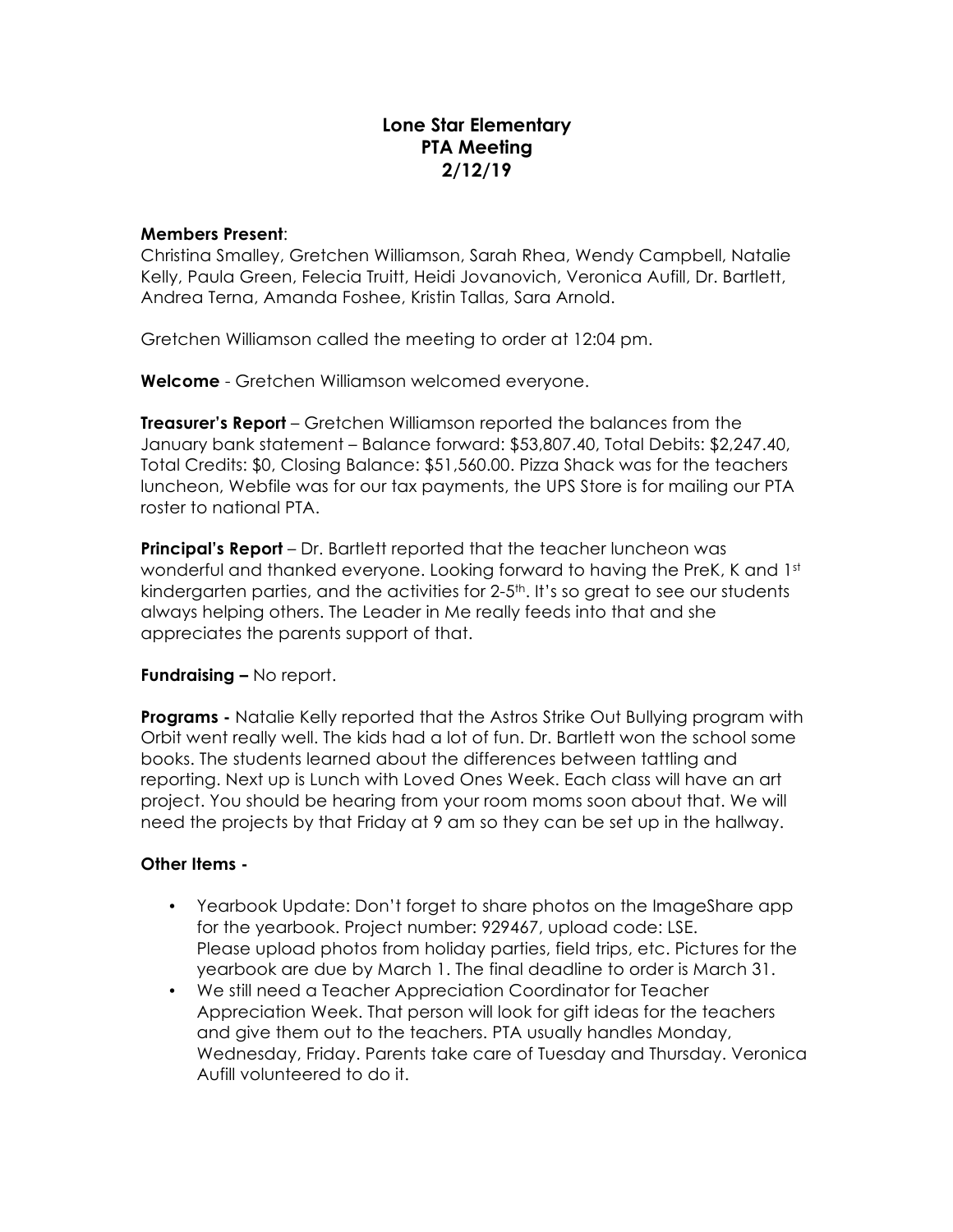# Lone Star Elementary
## PTA Meeting
## 2/12/19

**Members Present**:
Christina Smalley, Gretchen Williamson, Sarah Rhea, Wendy Campbell, Natalie Kelly, Paula Green, Felecia Truitt, Heidi Jovanovich, Veronica Aufill, Dr. Bartlett, Andrea Terna, Amanda Foshee, Kristin Tallas, Sara Arnold.

Gretchen Williamson called the meeting to order at 12:04 pm.

**Welcome** - Gretchen Williamson welcomed everyone.

**Treasurer's Report** – Gretchen Williamson reported the balances from the January bank statement – Balance forward: $53,807.40, Total Debits: $2,247.40, Total Credits: $0, Closing Balance: $51,560.00. Pizza Shack was for the teachers luncheon, Webfile was for our tax payments, the UPS Store is for mailing our PTA roster to national PTA.

**Principal's Report** – Dr. Bartlett reported that the teacher luncheon was wonderful and thanked everyone. Looking forward to having the PreK, K and 1st kindergarten parties, and the activities for 2-5th. It's so great to see our students always helping others. The Leader in Me really feeds into that and she appreciates the parents support of that.

**Fundraising –** No report.

**Programs -** Natalie Kelly reported that the Astros Strike Out Bullying program with Orbit went really well. The kids had a lot of fun. Dr. Bartlett won the school some books. The students learned about the differences between tattling and reporting. Next up is Lunch with Loved Ones Week. Each class will have an art project. You should be hearing from your room moms soon about that. We will need the projects by that Friday at 9 am so they can be set up in the hallway.

**Other Items -**

- Yearbook Update: Don't forget to share photos on the ImageShare app for the yearbook. Project number: 929467, upload code: LSE. Please upload photos from holiday parties, field trips, etc. Pictures for the yearbook are due by March 1. The final deadline to order is March 31.
- We still need a Teacher Appreciation Coordinator for Teacher Appreciation Week. That person will look for gift ideas for the teachers and give them out to the teachers. PTA usually handles Monday, Wednesday, Friday. Parents take care of Tuesday and Thursday. Veronica Aufill volunteered to do it.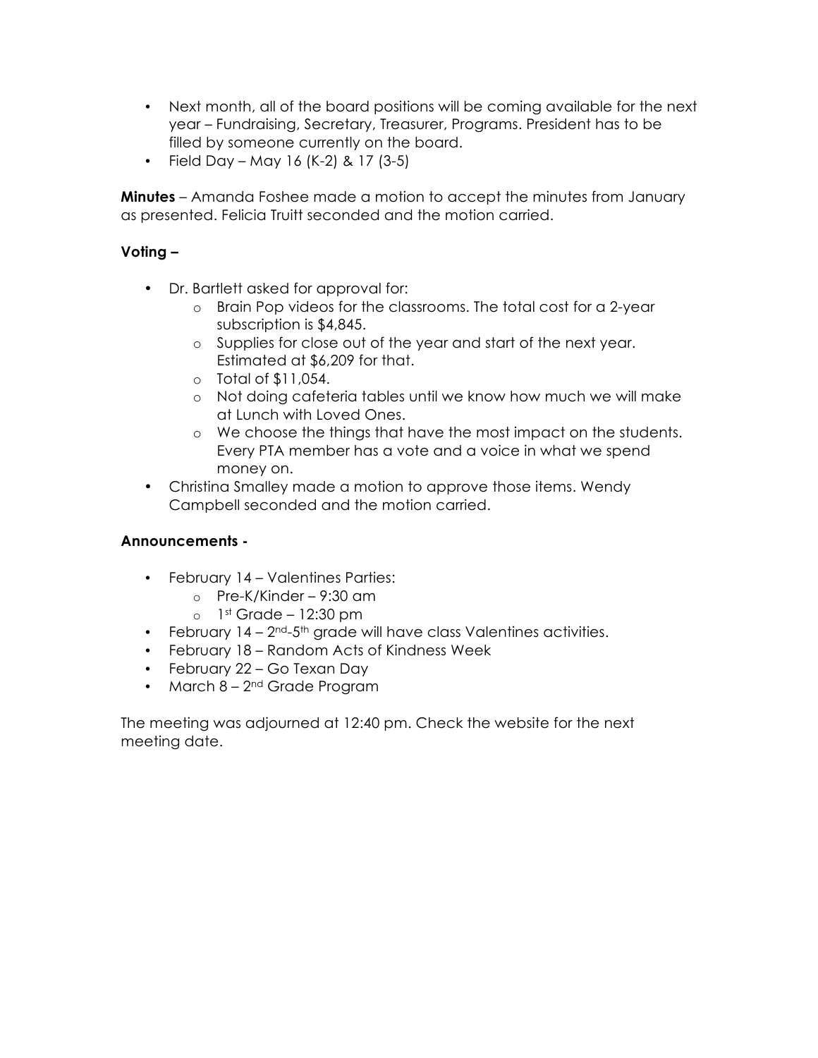- Next month, all of the board positions will be coming available for the next year – Fundraising, Secretary, Treasurer, Programs. President has to be filled by someone currently on the board.
- Field Day – May 16 (K-2) & 17 (3-5)

**Minutes** – Amanda Foshee made a motion to accept the minutes from January as presented. Felicia Truitt seconded and the motion carried.

**Voting –**

- Dr. Bartlett asked for approval for:
  - Brain Pop videos for the classrooms. The total cost for a 2-year subscription is $4,845.
  - Supplies for close out of the year and start of the next year. Estimated at $6,209 for that.
  - Total of $11,054.
  - Not doing cafeteria tables until we know how much we will make at Lunch with Loved Ones.
  - We choose the things that have the most impact on the students. Every PTA member has a vote and a voice in what we spend money on.
- Christina Smalley made a motion to approve those items. Wendy Campbell seconded and the motion carried.

**Announcements -**

- February 14 – Valentines Parties:
  - Pre-K/Kinder – 9:30 am
  - 1st Grade – 12:30 pm
- February 14 – 2nd-5th grade will have class Valentines activities.
- February 18 – Random Acts of Kindness Week
- February 22 – Go Texan Day
- March 8 – 2nd Grade Program

The meeting was adjourned at 12:40 pm. Check the website for the next meeting date.